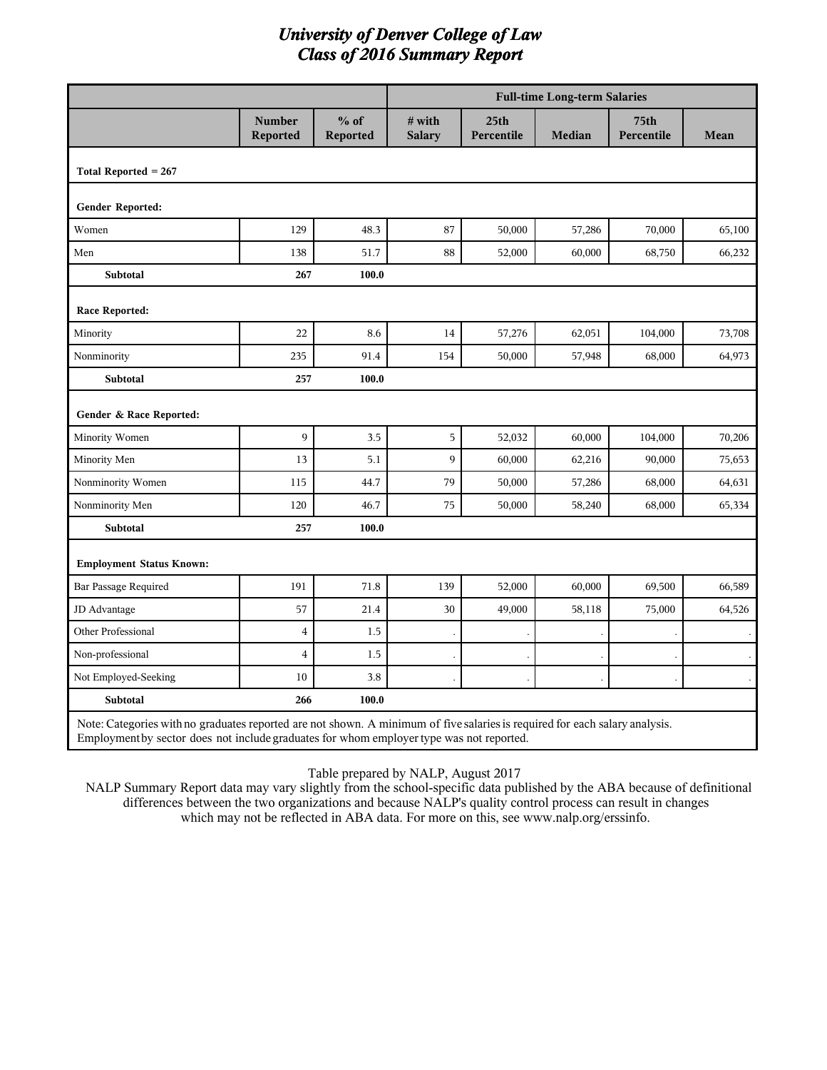# University of Denver College of Law
## Class of 2016 Summary Report

| | | | Full-time Long-term Salaries | | | | |
|---|---|---|---|---|---|---|---|
| | Number Reported | % of Reported | # with Salary | 25th Percentile | Median | 75th Percentile | Mean |
| **Total Reported = 267** | | | | | | | |
| **Gender Reported:** | | | | | | | |
| Women | 129 | 48.3 | 87 | 50,000 | 57,286 | 70,000 | 65,100 |
| Men | 138 | 51.7 | 88 | 52,000 | 60,000 | 68,750 | 66,232 |
| **Subtotal** | **267** | **100.0** | | | | | |
| **Race Reported:** | | | | | | | |
| Minority | 22 | 8.6 | 14 | 57,276 | 62,051 | 104,000 | 73,708 |
| Nonminority | 235 | 91.4 | 154 | 50,000 | 57,948 | 68,000 | 64,973 |
| **Subtotal** | **257** | **100.0** | | | | | |
| **Gender & Race Reported:** | | | | | | | |
| Minority Women | 9 | 3.5 | 5 | 52,032 | 60,000 | 104,000 | 70,206 |
| Minority Men | 13 | 5.1 | 9 | 60,000 | 62,216 | 90,000 | 75,653 |
| Nonminority Women | 115 | 44.7 | 79 | 50,000 | 57,286 | 68,000 | 64,631 |
| Nonminority Men | 120 | 46.7 | 75 | 50,000 | 58,240 | 68,000 | 65,334 |
| **Subtotal** | **257** | **100.0** | | | | | |
| **Employment Status Known:** | | | | | | | |
| Bar Passage Required | 191 | 71.8 | 139 | 52,000 | 60,000 | 69,500 | 66,589 |
| JD Advantage | 57 | 21.4 | 30 | 49,000 | 58,118 | 75,000 | 64,526 |
| Other Professional | 4 | 1.5 | . | . | . | . | . |
| Non-professional | 4 | 1.5 | . | . | . | . | . |
| Not Employed-Seeking | 10 | 3.8 | . | . | . | . | . |
| **Subtotal** | **266** | **100.0** | | | | | |

Note: Categories with no graduates reported are not shown. A minimum of five salaries is required for each salary analysis. Employment by sector does not include graduates for whom employer type was not reported.

Table prepared by NALP, August 2017

NALP Summary Report data may vary slightly from the school-specific data published by the ABA because of definitional differences between the two organizations and because NALP's quality control process can result in changes which may not be reflected in ABA data. For more on this, see www.nalp.org/erssinfo.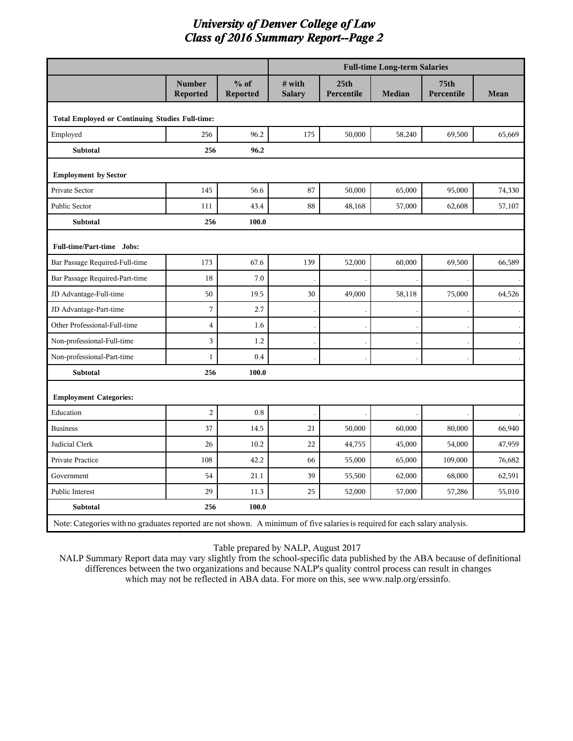# University of Denver College of Law
## Class of 2016 Summary Report--Page 2

| | | | Full-time Long-term Salaries | | | | |
|---|---|---|---|---|---|---|---|
| | **Number Reported** | **% of Reported** | **# with Salary** | **25th Percentile** | **Median** | **75th Percentile** | **Mean** |
| **Total Employed or Continuing Studies Full-time:** | | | | | | | |
| Employed | 256 | 96.2 | 175 | 50,000 | 58,240 | 69,500 | 65,669 |
| **Subtotal** | **256** | **96.2** | | | | | |
| **Employment by Sector** | | | | | | | |
| Private Sector | 145 | 56.6 | 87 | 50,000 | 65,000 | 95,000 | 74,330 |
| Public Sector | 111 | 43.4 | 88 | 48,168 | 57,000 | 62,608 | 57,107 |
| **Subtotal** | **256** | **100.0** | | | | | |
| **Full-time/Part-time Jobs:** | | | | | | | |
| Bar Passage Required-Full-time | 173 | 67.6 | 139 | 52,000 | 60,000 | 69,500 | 66,589 |
| Bar Passage Required-Part-time | 18 | 7.0 | . | . | . | . | . |
| JD Advantage-Full-time | 50 | 19.5 | 30 | 49,000 | 58,118 | 75,000 | 64,526 |
| JD Advantage-Part-time | 7 | 2.7 | . | . | . | . | . |
| Other Professional-Full-time | 4 | 1.6 | . | . | . | . | . |
| Non-professional-Full-time | 3 | 1.2 | . | . | . | . | . |
| Non-professional-Part-time | 1 | 0.4 | . | . | . | . | . |
| **Subtotal** | **256** | **100.0** | | | | | |
| **Employment Categories:** | | | | | | | |
| Education | 2 | 0.8 | . | . | . | . | . |
| Business | 37 | 14.5 | 21 | 50,000 | 60,000 | 80,000 | 66,940 |
| Judicial Clerk | 26 | 10.2 | 22 | 44,755 | 45,000 | 54,000 | 47,959 |
| Private Practice | 108 | 42.2 | 66 | 55,000 | 65,000 | 109,000 | 76,682 |
| Government | 54 | 21.1 | 39 | 55,500 | 62,000 | 68,000 | 62,591 |
| Public Interest | 29 | 11.3 | 25 | 52,000 | 57,000 | 57,286 | 55,010 |
| **Subtotal** | **256** | **100.0** | | | | | |

Note: Categories with no graduates reported are not shown. A minimum of five salaries is required for each salary analysis.

Table prepared by NALP, August 2017

NALP Summary Report data may vary slightly from the school-specific data published by the ABA because of definitional differences between the two organizations and because NALP's quality control process can result in changes which may not be reflected in ABA data. For more on this, see www.nalp.org/erssinfo.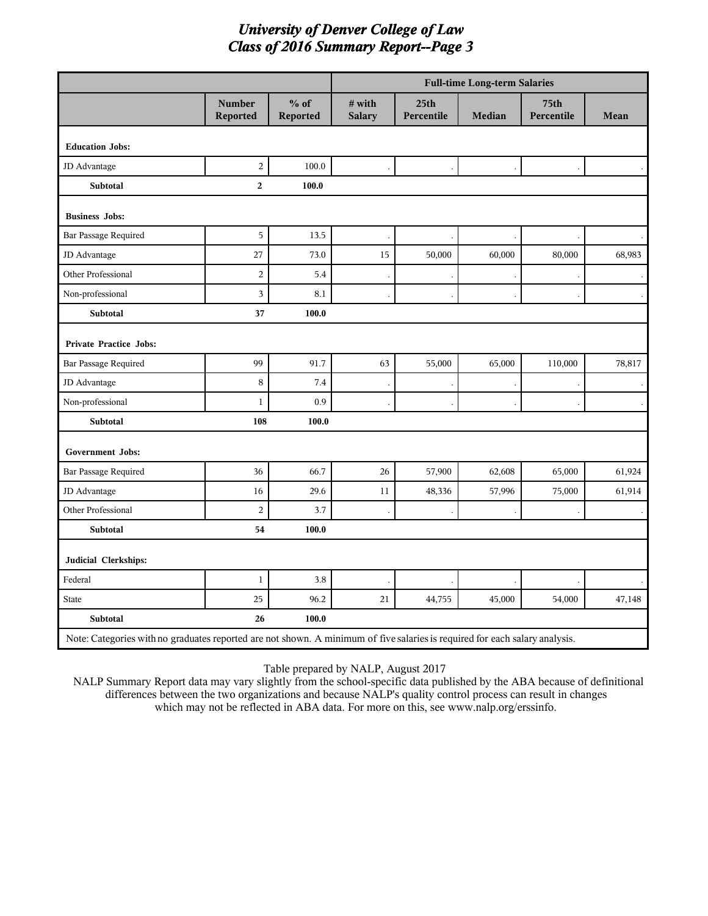# University of Denver College of Law
## Class of 2016 Summary Report--Page 3

| | | | Full-time Long-term Salaries | | | | |
|---|---|---|---|---|---|---|---|
| | Number Reported | % of Reported | # with Salary | 25th Percentile | Median | 75th Percentile | Mean |
| **Education Jobs:** | | | | | | | |
| JD Advantage | 2 | 100.0 | . | . | . | . | . |
| **Subtotal** | **2** | **100.0** | | | | | |
| **Business Jobs:** | | | | | | | |
| Bar Passage Required | 5 | 13.5 | . | . | . | . | . |
| JD Advantage | 27 | 73.0 | 15 | 50,000 | 60,000 | 80,000 | 68,983 |
| Other Professional | 2 | 5.4 | . | . | . | . | . |
| Non-professional | 3 | 8.1 | . | . | . | . | . |
| **Subtotal** | **37** | **100.0** | | | | | |
| **Private Practice Jobs:** | | | | | | | |
| Bar Passage Required | 99 | 91.7 | 63 | 55,000 | 65,000 | 110,000 | 78,817 |
| JD Advantage | 8 | 7.4 | . | . | . | . | . |
| Non-professional | 1 | 0.9 | . | . | . | . | . |
| **Subtotal** | **108** | **100.0** | | | | | |
| **Government Jobs:** | | | | | | | |
| Bar Passage Required | 36 | 66.7 | 26 | 57,900 | 62,608 | 65,000 | 61,924 |
| JD Advantage | 16 | 29.6 | 11 | 48,336 | 57,996 | 75,000 | 61,914 |
| Other Professional | 2 | 3.7 | . | . | . | . | . |
| **Subtotal** | **54** | **100.0** | | | | | |
| **Judicial Clerkships:** | | | | | | | |
| Federal | 1 | 3.8 | . | . | . | . | . |
| State | 25 | 96.2 | 21 | 44,755 | 45,000 | 54,000 | 47,148 |
| **Subtotal** | **26** | **100.0** | | | | | |

Note: Categories with no graduates reported are not shown. A minimum of five salaries is required for each salary analysis.

Table prepared by NALP, August 2017

NALP Summary Report data may vary slightly from the school-specific data published by the ABA because of definitional differences between the two organizations and because NALP's quality control process can result in changes which may not be reflected in ABA data. For more on this, see www.nalp.org/erssinfo.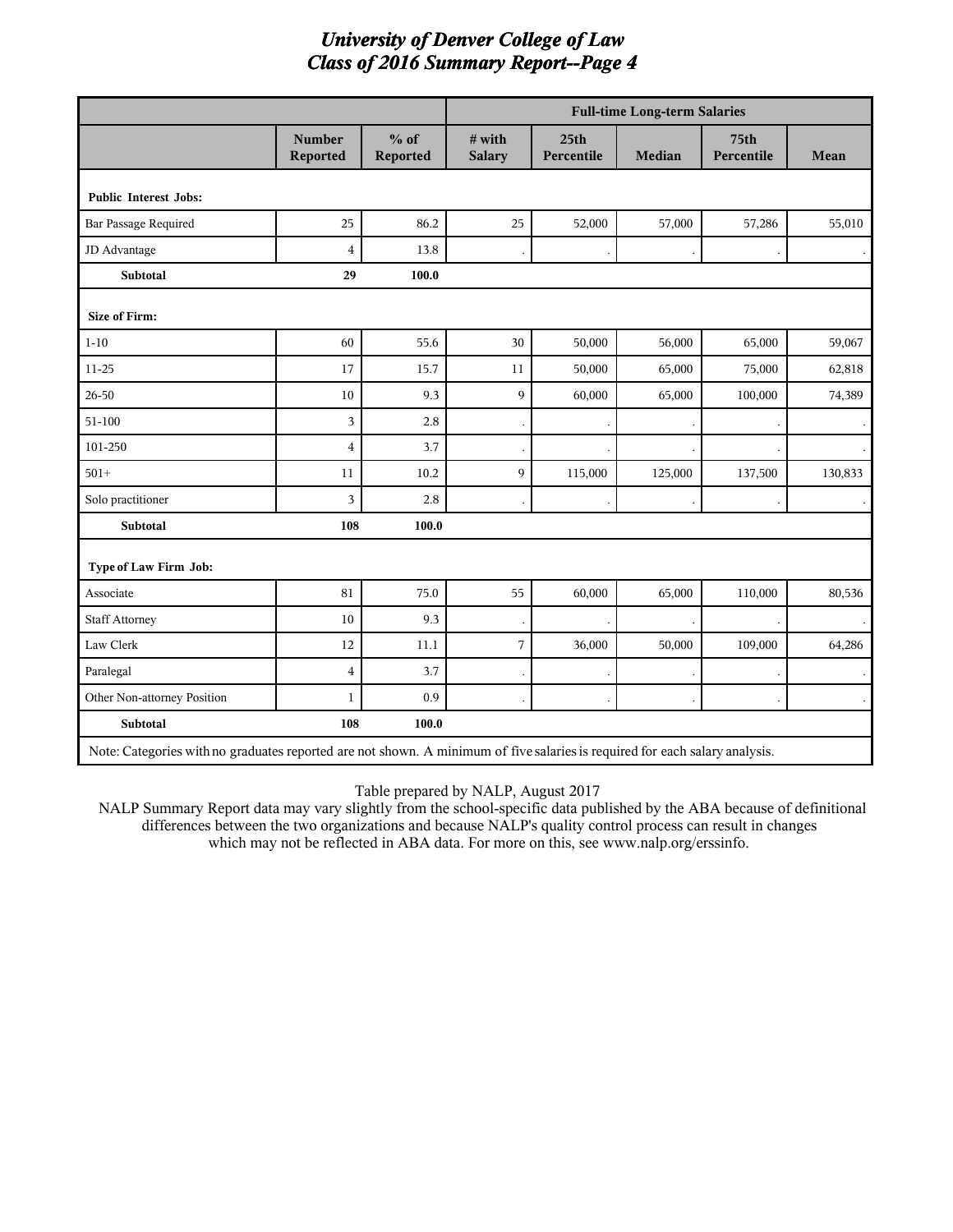# University of Denver College of Law
# Class of 2016 Summary Report--Page 4

| | | | Full-time Long-term Salaries | | | | |
|---|---|---|---|---|---|---|---|
| | **Number Reported** | **% of Reported** | **# with Salary** | **25th Percentile** | **Median** | **75th Percentile** | **Mean** |
| **Public Interest Jobs:** | | | | | | | |
| Bar Passage Required | 25 | 86.2 | 25 | 52,000 | 57,000 | 57,286 | 55,010 |
| JD Advantage | 4 | 13.8 | . | . | . | . | . |
| **Subtotal** | **29** | **100.0** | | | | | |
| **Size of Firm:** | | | | | | | |
| 1-10 | 60 | 55.6 | 30 | 50,000 | 56,000 | 65,000 | 59,067 |
| 11-25 | 17 | 15.7 | 11 | 50,000 | 65,000 | 75,000 | 62,818 |
| 26-50 | 10 | 9.3 | 9 | 60,000 | 65,000 | 100,000 | 74,389 |
| 51-100 | 3 | 2.8 | . | . | . | . | . |
| 101-250 | 4 | 3.7 | . | . | . | . | . |
| 501+ | 11 | 10.2 | 9 | 115,000 | 125,000 | 137,500 | 130,833 |
| Solo practitioner | 3 | 2.8 | . | . | . | . | . |
| **Subtotal** | **108** | **100.0** | | | | | |
| **Type of Law Firm Job:** | | | | | | | |
| Associate | 81 | 75.0 | 55 | 60,000 | 65,000 | 110,000 | 80,536 |
| Staff Attorney | 10 | 9.3 | . | . | . | . | . |
| Law Clerk | 12 | 11.1 | 7 | 36,000 | 50,000 | 109,000 | 64,286 |
| Paralegal | 4 | 3.7 | . | . | . | . | . |
| Other Non-attorney Position | 1 | 0.9 | . | . | . | . | . |
| **Subtotal** | **108** | **100.0** | | | | | |

Note: Categories with no graduates reported are not shown. A minimum of five salaries is required for each salary analysis.

Table prepared by NALP, August 2017

NALP Summary Report data may vary slightly from the school-specific data published by the ABA because of definitional differences between the two organizations and because NALP's quality control process can result in changes which may not be reflected in ABA data. For more on this, see www.nalp.org/erssinfo.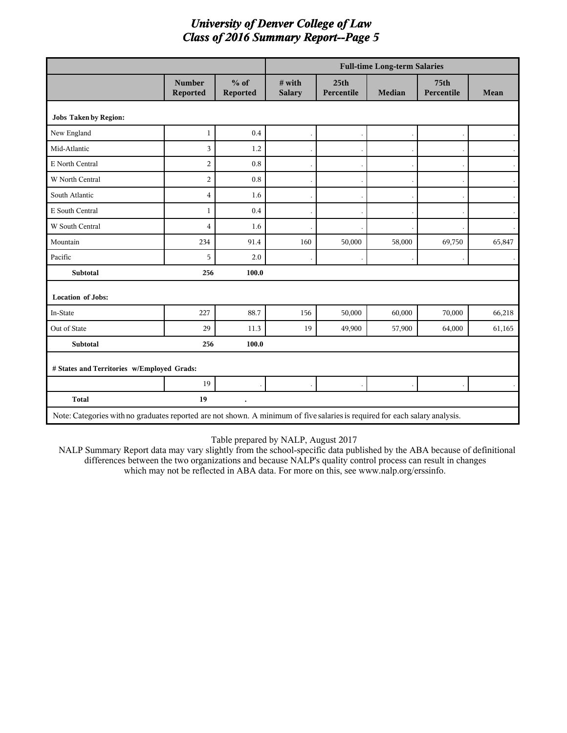# University of Denver College of Law
## Class of 2016 Summary Report--Page 5

| | | | Full-time Long-term Salaries | | | | |
|---|---|---|---|---|---|---|---|
| | Number Reported | % of Reported | # with Salary | 25th Percentile | Median | 75th Percentile | Mean |
| **Jobs Taken by Region:** | | | | | | | |
| New England | 1 | 0.4 | . | . | . | . | . |
| Mid-Atlantic | 3 | 1.2 | . | . | . | . | . |
| E North Central | 2 | 0.8 | . | . | . | . | . |
| W North Central | 2 | 0.8 | . | . | . | . | . |
| South Atlantic | 4 | 1.6 | . | . | . | . | . |
| E South Central | 1 | 0.4 | . | . | . | . | . |
| W South Central | 4 | 1.6 | . | . | . | . | . |
| Mountain | 234 | 91.4 | 160 | 50,000 | 58,000 | 69,750 | 65,847 |
| Pacific | 5 | 2.0 | . | . | . | . | . |
| **Subtotal** | **256** | **100.0** | | | | | |
| **Location of Jobs:** | | | | | | | |
| In-State | 227 | 88.7 | 156 | 50,000 | 60,000 | 70,000 | 66,218 |
| Out of State | 29 | 11.3 | 19 | 49,900 | 57,900 | 64,000 | 61,165 |
| **Subtotal** | **256** | **100.0** | | | | | |
| **# States and Territories w/Employed Grads:** | | | | | | | |
| | 19 | . | . | . | . | . | . |
| **Total** | **19** | **.** | | | | | |

Note: Categories with no graduates reported are not shown. A minimum of five salaries is required for each salary analysis.

Table prepared by NALP, August 2017

NALP Summary Report data may vary slightly from the school-specific data published by the ABA because of definitional differences between the two organizations and because NALP's quality control process can result in changes which may not be reflected in ABA data. For more on this, see www.nalp.org/erssinfo.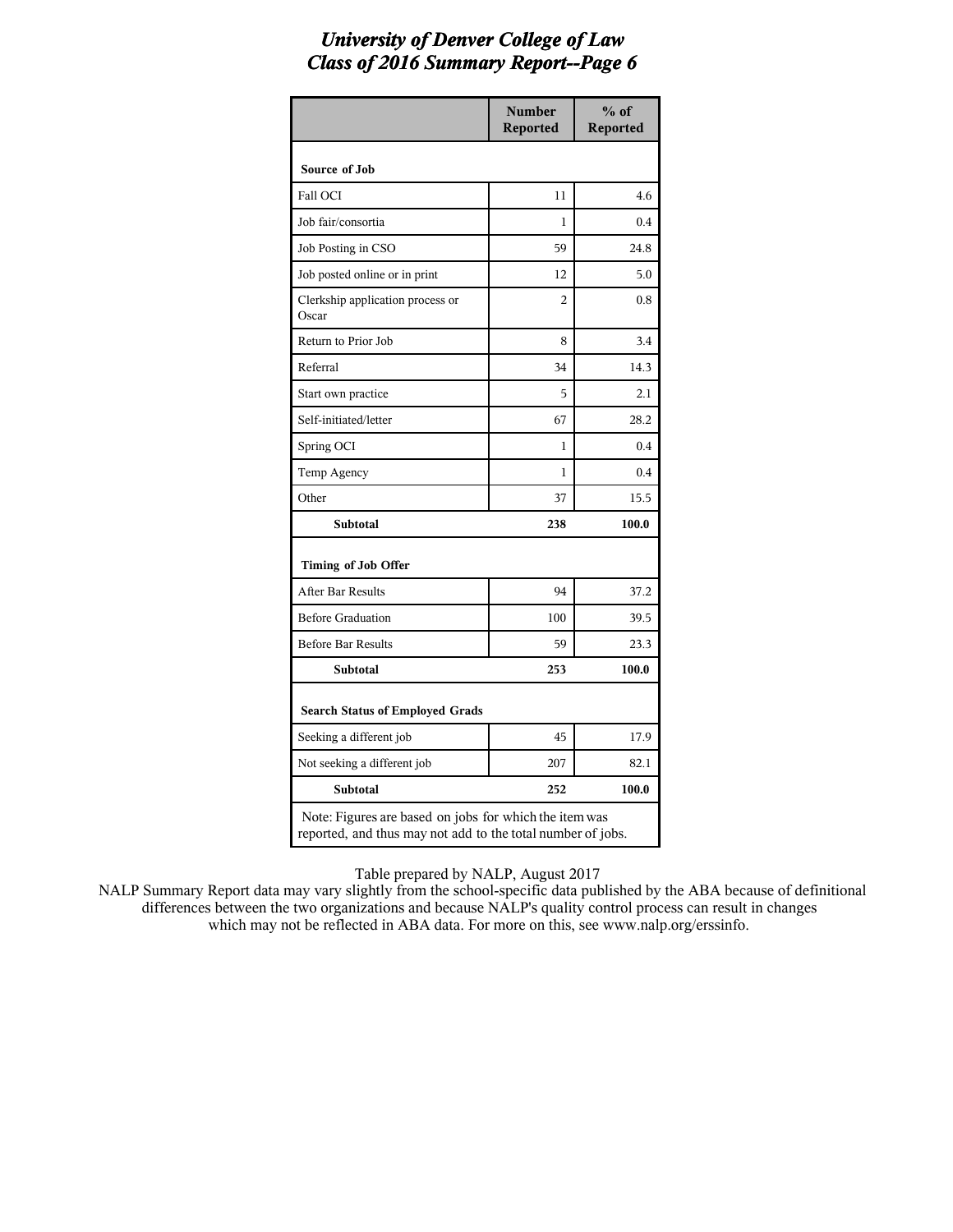# University of Denver College of Law
## Class of 2016 Summary Report--Page 6

| | Number Reported | % of Reported |
|---|---|---|
| **Source of Job** | | |
| Fall OCI | 11 | 4.6 |
| Job fair/consortia | 1 | 0.4 |
| Job Posting in CSO | 59 | 24.8 |
| Job posted online or in print | 12 | 5.0 |
| Clerkship application process or Oscar | 2 | 0.8 |
| Return to Prior Job | 8 | 3.4 |
| Referral | 34 | 14.3 |
| Start own practice | 5 | 2.1 |
| Self-initiated/letter | 67 | 28.2 |
| Spring OCI | 1 | 0.4 |
| Temp Agency | 1 | 0.4 |
| Other | 37 | 15.5 |
| **Subtotal** | **238** | **100.0** |
| **Timing of Job Offer** | | |
| After Bar Results | 94 | 37.2 |
| Before Graduation | 100 | 39.5 |
| Before Bar Results | 59 | 23.3 |
| **Subtotal** | **253** | **100.0** |
| **Search Status of Employed Grads** | | |
| Seeking a different job | 45 | 17.9 |
| Not seeking a different job | 207 | 82.1 |
| **Subtotal** | **252** | **100.0** |
| Note: Figures are based on jobs for which the item was reported, and thus may not add to the total number of jobs. | | |

Table prepared by NALP, August 2017

NALP Summary Report data may vary slightly from the school-specific data published by the ABA because of definitional differences between the two organizations and because NALP's quality control process can result in changes which may not be reflected in ABA data. For more on this, see www.nalp.org/erssinfo.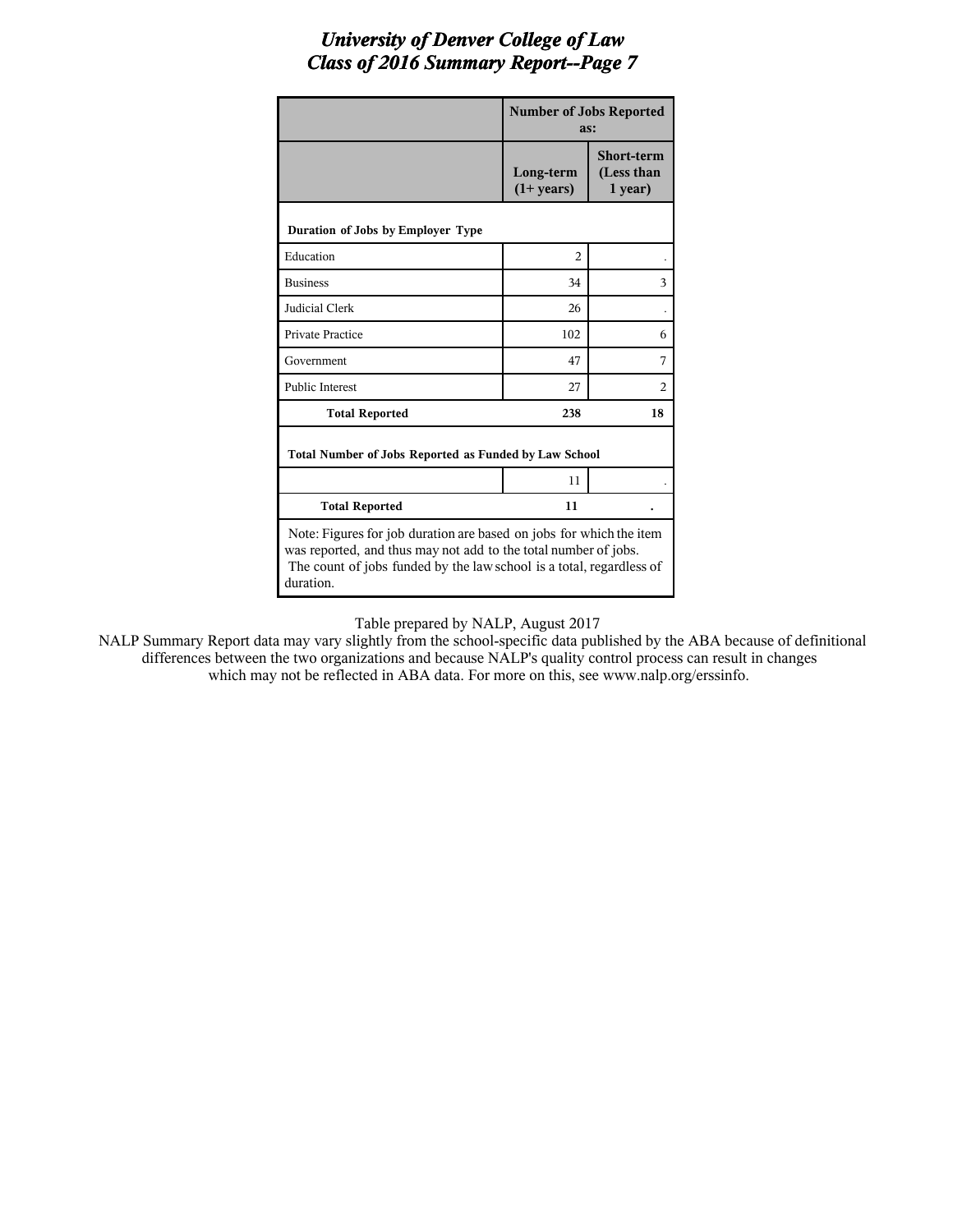# University of Denver College of Law
## Class of 2016 Summary Report--Page 7

| | Number of Jobs Reported as: | |
|---|---|---|
| | Long-term (1+ years) | Short-term (Less than 1 year) |
| **Duration of Jobs by Employer Type** | | |
| Education | 2 | . |
| Business | 34 | 3 |
| Judicial Clerk | 26 | . |
| Private Practice | 102 | 6 |
| Government | 47 | 7 |
| Public Interest | 27 | 2 |
| **Total Reported** | **238** | **18** |
| **Total Number of Jobs Reported as Funded by Law School** | | |
| | 11 | . |
| **Total Reported** | **11** | **.** |

Note: Figures for job duration are based on jobs for which the item was reported, and thus may not add to the total number of jobs. The count of jobs funded by the law school is a total, regardless of duration.

Table prepared by NALP, August 2017

NALP Summary Report data may vary slightly from the school-specific data published by the ABA because of definitional differences between the two organizations and because NALP's quality control process can result in changes which may not be reflected in ABA data. For more on this, see www.nalp.org/erssinfo.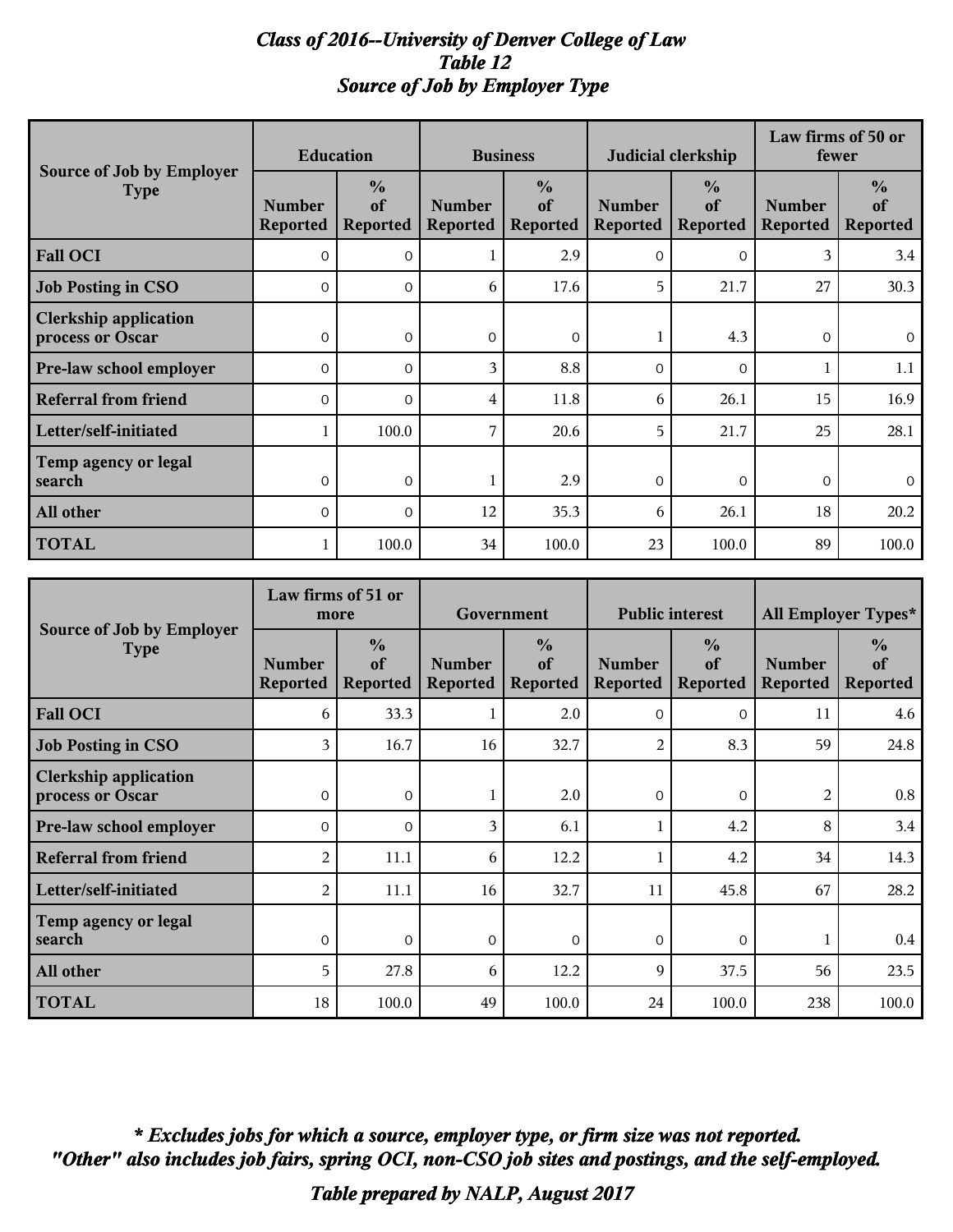# *Class of 2016--University of Denver College of Law*
## *Table 12*
## *Source of Job by Employer Type*

| Source of Job by Employer Type | Education | | Business | | Judicial clerkship | | Law firms of 50 or fewer | |
|---|---|---|---|---|---|---|---|---|
| | Number Reported | % of Reported | Number Reported | % of Reported | Number Reported | % of Reported | Number Reported | % of Reported |
| **Fall OCI** | 0 | 0 | 1 | 2.9 | 0 | 0 | 3 | 3.4 |
| **Job Posting in CSO** | 0 | 0 | 6 | 17.6 | 5 | 21.7 | 27 | 30.3 |
| **Clerkship application process or Oscar** | 0 | 0 | 0 | 0 | 1 | 4.3 | 0 | 0 |
| **Pre-law school employer** | 0 | 0 | 3 | 8.8 | 0 | 0 | 1 | 1.1 |
| **Referral from friend** | 0 | 0 | 4 | 11.8 | 6 | 26.1 | 15 | 16.9 |
| **Letter/self-initiated** | 1 | 100.0 | 7 | 20.6 | 5 | 21.7 | 25 | 28.1 |
| **Temp agency or legal search** | 0 | 0 | 1 | 2.9 | 0 | 0 | 0 | 0 |
| **All other** | 0 | 0 | 12 | 35.3 | 6 | 26.1 | 18 | 20.2 |
| **TOTAL** | 1 | 100.0 | 34 | 100.0 | 23 | 100.0 | 89 | 100.0 |

| Source of Job by Employer Type | Law firms of 51 or more | | Government | | Public interest | | All Employer Types* | |
|---|---|---|---|---|---|---|---|---|
| | Number Reported | % of Reported | Number Reported | % of Reported | Number Reported | % of Reported | Number Reported | % of Reported |
| **Fall OCI** | 6 | 33.3 | 1 | 2.0 | 0 | 0 | 11 | 4.6 |
| **Job Posting in CSO** | 3 | 16.7 | 16 | 32.7 | 2 | 8.3 | 59 | 24.8 |
| **Clerkship application process or Oscar** | 0 | 0 | 1 | 2.0 | 0 | 0 | 2 | 0.8 |
| **Pre-law school employer** | 0 | 0 | 3 | 6.1 | 1 | 4.2 | 8 | 3.4 |
| **Referral from friend** | 2 | 11.1 | 6 | 12.2 | 1 | 4.2 | 34 | 14.3 |
| **Letter/self-initiated** | 2 | 11.1 | 16 | 32.7 | 11 | 45.8 | 67 | 28.2 |
| **Temp agency or legal search** | 0 | 0 | 0 | 0 | 0 | 0 | 1 | 0.4 |
| **All other** | 5 | 27.8 | 6 | 12.2 | 9 | 37.5 | 56 | 23.5 |
| **TOTAL** | 18 | 100.0 | 49 | 100.0 | 24 | 100.0 | 238 | 100.0 |

***\* Excludes jobs for which a source, employer type, or firm size was not reported.***
***"Other" also includes job fairs, spring OCI, non-CSO job sites and postings, and the self-employed.***

***Table prepared by NALP, August 2017***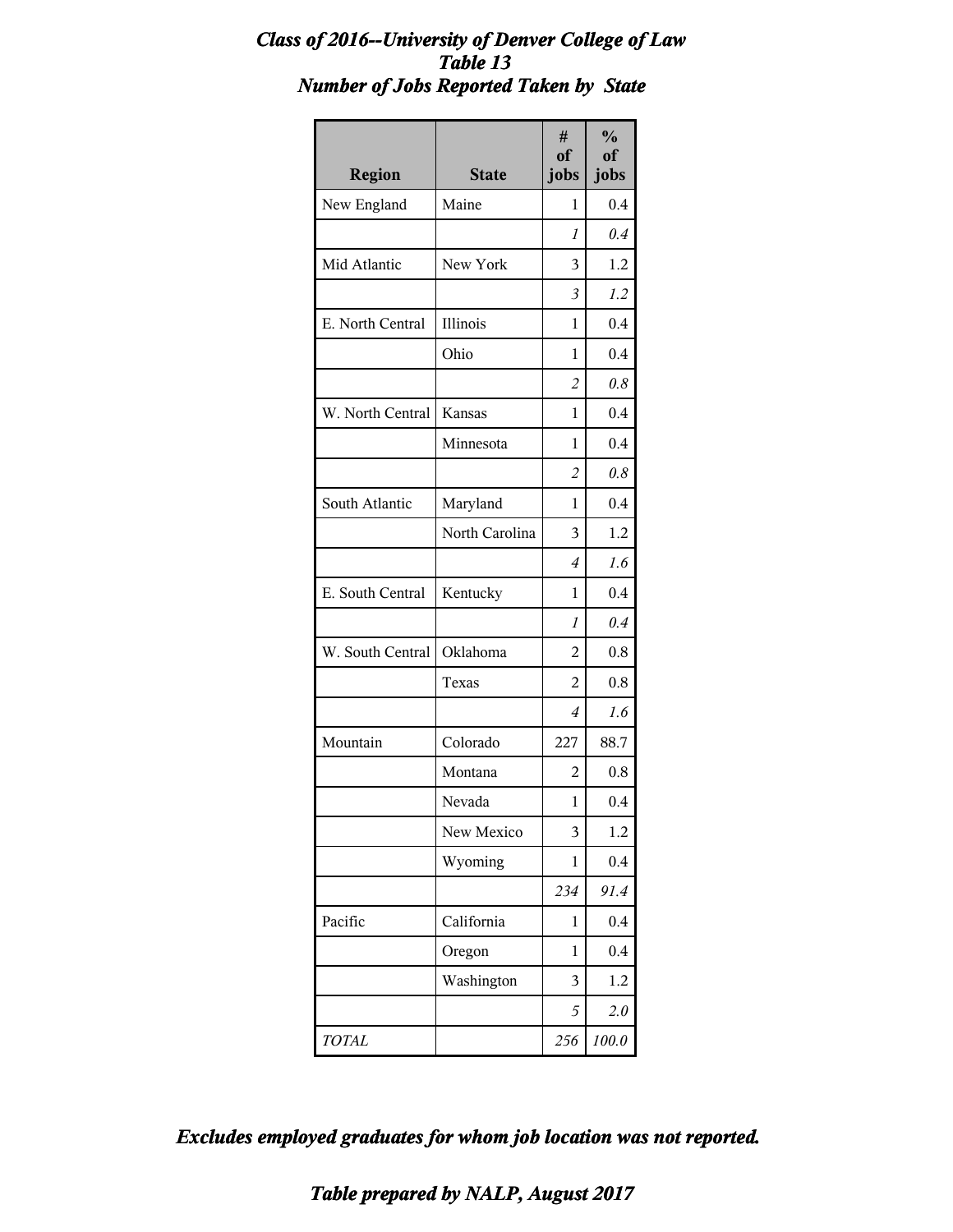***Class of 2016--University of Denver College of Law***
***Table 13***
***Number of Jobs Reported Taken by State***

| Region | State | # of jobs | % of jobs |
|---|---|---|---|
| New England | Maine | 1 | 0.4 |
| | | *1* | *0.4* |
| Mid Atlantic | New York | 3 | 1.2 |
| | | *3* | *1.2* |
| E. North Central | Illinois | 1 | 0.4 |
| | Ohio | 1 | 0.4 |
| | | *2* | *0.8* |
| W. North Central | Kansas | 1 | 0.4 |
| | Minnesota | 1 | 0.4 |
| | | *2* | *0.8* |
| South Atlantic | Maryland | 1 | 0.4 |
| | North Carolina | 3 | 1.2 |
| | | *4* | *1.6* |
| E. South Central | Kentucky | 1 | 0.4 |
| | | *1* | *0.4* |
| W. South Central | Oklahoma | 2 | 0.8 |
| | Texas | 2 | 0.8 |
| | | *4* | *1.6* |
| Mountain | Colorado | 227 | 88.7 |
| | Montana | 2 | 0.8 |
| | Nevada | 1 | 0.4 |
| | New Mexico | 3 | 1.2 |
| | Wyoming | 1 | 0.4 |
| | | *234* | *91.4* |
| Pacific | California | 1 | 0.4 |
| | Oregon | 1 | 0.4 |
| | Washington | 3 | 1.2 |
| | | *5* | *2.0* |
| *TOTAL* | | *256* | *100.0* |

***Excludes employed graduates for whom job location was not reported.***

***Table prepared by NALP, August 2017***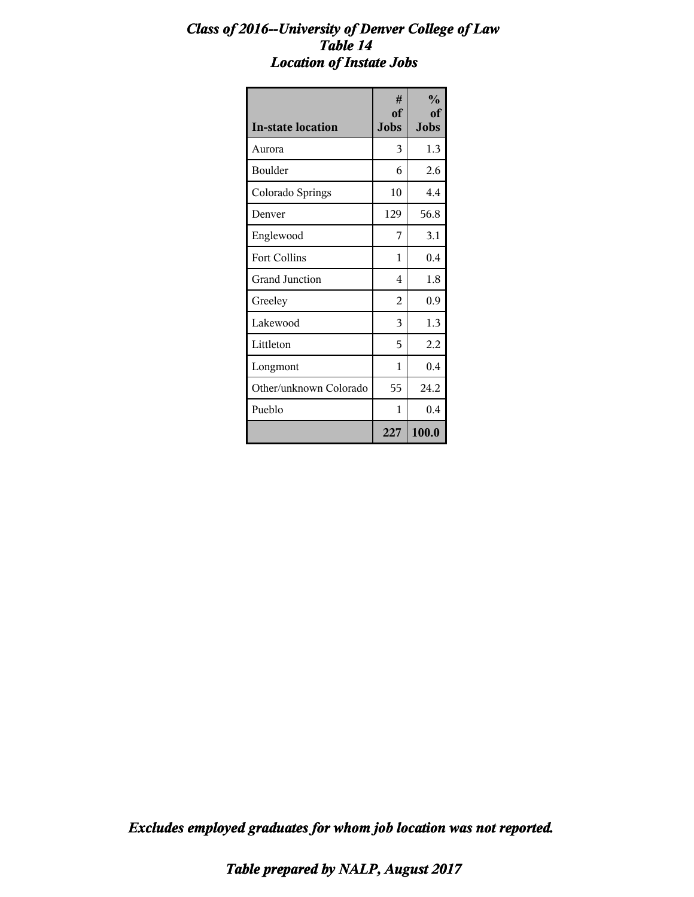# *Class of 2016--University of Denver College of Law*
## *Table 14*
## *Location of Instate Jobs*

| In-state location | # of Jobs | % of Jobs |
|---|---|---|
| Aurora | 3 | 1.3 |
| Boulder | 6 | 2.6 |
| Colorado Springs | 10 | 4.4 |
| Denver | 129 | 56.8 |
| Englewood | 7 | 3.1 |
| Fort Collins | 1 | 0.4 |
| Grand Junction | 4 | 1.8 |
| Greeley | 2 | 0.9 |
| Lakewood | 3 | 1.3 |
| Littleton | 5 | 2.2 |
| Longmont | 1 | 0.4 |
| Other/unknown Colorado | 55 | 24.2 |
| Pueblo | 1 | 0.4 |
| | **227** | **100.0** |

***Excludes employed graduates for whom job location was not reported.***

***Table prepared by NALP, August 2017***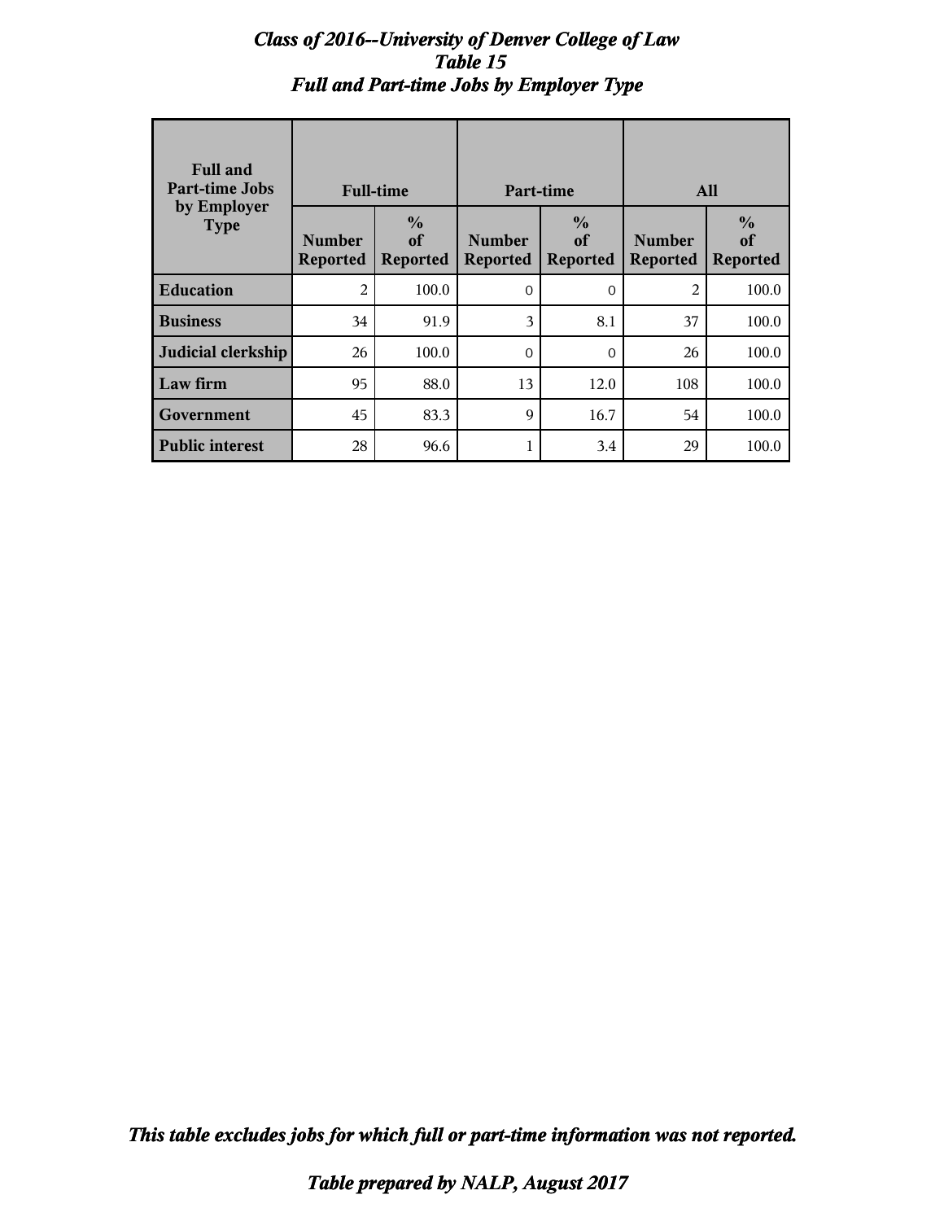***Class of 2016--University of Denver College of Law***
***Table 15***
***Full and Part-time Jobs by Employer Type***

| Full and Part-time Jobs by Employer Type | Full-time | | Part-time | | All | |
|---|---|---|---|---|---|---|
| | Number Reported | % of Reported | Number Reported | % of Reported | Number Reported | % of Reported |
| **Education** | 2 | 100.0 | 0 | 0 | 2 | 100.0 |
| **Business** | 34 | 91.9 | 3 | 8.1 | 37 | 100.0 |
| **Judicial clerkship** | 26 | 100.0 | 0 | 0 | 26 | 100.0 |
| **Law firm** | 95 | 88.0 | 13 | 12.0 | 108 | 100.0 |
| **Government** | 45 | 83.3 | 9 | 16.7 | 54 | 100.0 |
| **Public interest** | 28 | 96.6 | 1 | 3.4 | 29 | 100.0 |

***This table excludes jobs for which full or part-time information was not reported.***

***Table prepared by NALP, August 2017***